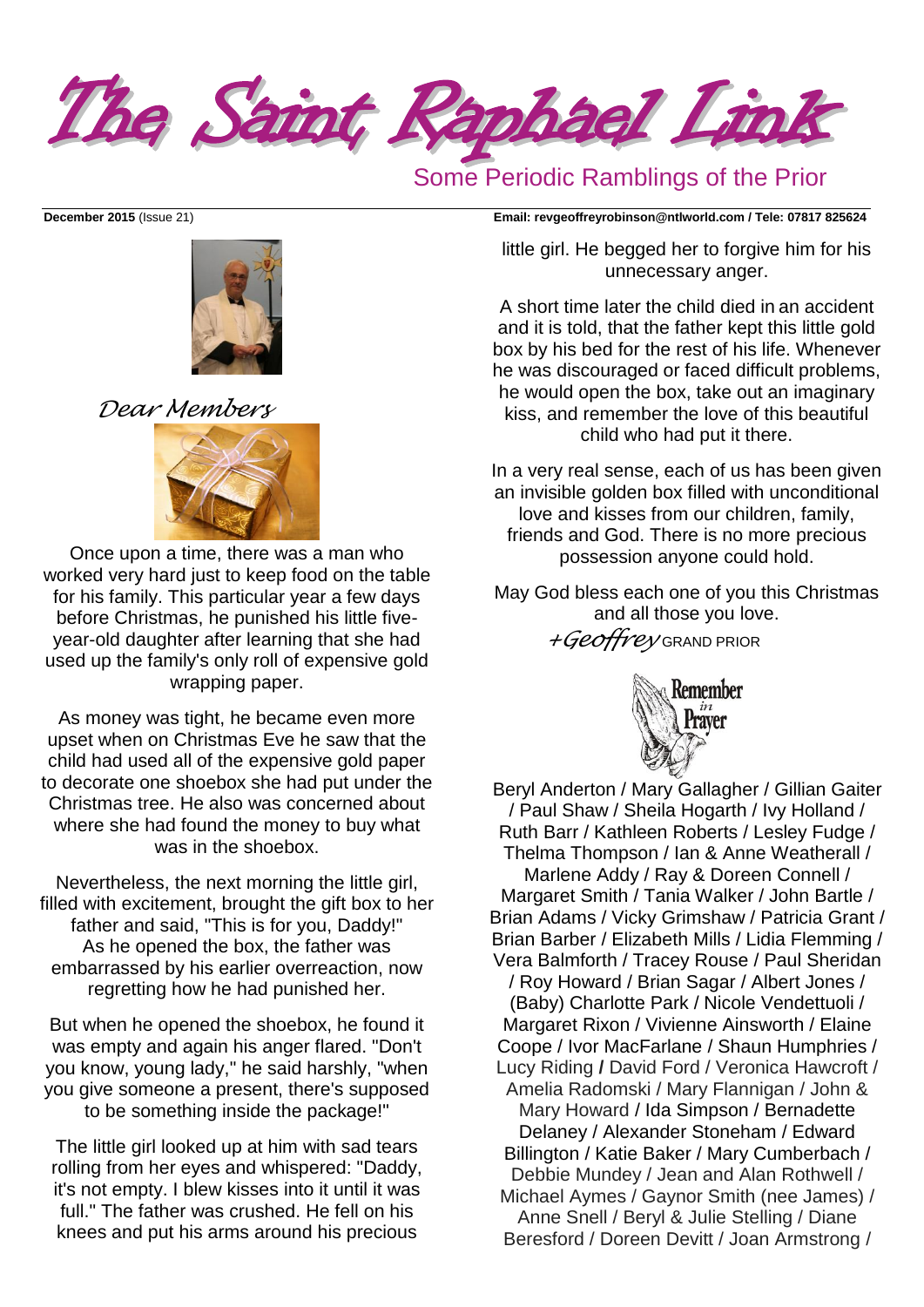# The Saint Raphael Link

Some Periodic Ramblings of the Prior

**December 2015** (Issue 21)

**Email: revgeoffreyrobinson@ntlworld.com / Tele: 07817 825624**

*Dear Members*

Once upon a time, there was a man who worked very hard just to keep food on the table for his family. This particular year a few days before Christmas, he punished his little five-year-old daughter after learning that she had used up the family's only roll of expensive gold wrapping paper.

As money was tight, he became even more upset when on Christmas Eve he saw that the child had used all of the expensive gold paper to decorate one shoebox she had put under the Christmas tree. He also was concerned about where she had found the money to buy what was in the shoebox.

Nevertheless, the next morning the little girl, filled with excitement, brought the gift box to her father and said, "This is for you, Daddy!" As he opened the box, the father was embarrassed by his earlier overreaction, now regretting how he had punished her.

But when he opened the shoebox, he found it was empty and again his anger flared. "Don't you know, young lady," he said harshly, "when you give someone a present, there's supposed to be something inside the package!"

The little girl looked up at him with sad tears rolling from her eyes and whispered: "Daddy, it's not empty. I blew kisses into it until it was full." The father was crushed. He fell on his knees and put his arms around his precious little girl. He begged her to forgive him for his unnecessary anger.

A short time later the child died in an accident and it is told, that the father kept this little gold box by his bed for the rest of his life. Whenever he was discouraged or faced difficult problems, he would open the box, take out an imaginary kiss, and remember the love of this beautiful child who had put it there.

In a very real sense, each of us has been given an invisible golden box filled with unconditional love and kisses from our children, family, friends and God. There is no more precious possession anyone could hold.

May God bless each one of you this Christmas and all those you love.

*+Geoffrey* GRAND PRIOR

## Remember in Prayer

Beryl Anderton / Mary Gallagher / Gillian Gaiter / Paul Shaw / Sheila Hogarth / Ivy Holland / Ruth Barr / Kathleen Roberts / Lesley Fudge / Thelma Thompson / Ian & Anne Weatherall / Marlene Addy / Ray & Doreen Connell / Margaret Smith / Tania Walker / John Bartle / Brian Adams / Vicky Grimshaw / Patricia Grant / Brian Barber / Elizabeth Mills / Lidia Flemming / Vera Balmforth / Tracey Rouse / Paul Sheridan / Roy Howard / Brian Sagar / Albert Jones / (Baby) Charlotte Park / Nicole Vendettuoli / Margaret Rixon / Vivienne Ainsworth / Elaine Coope / Ivor MacFarlane / Shaun Humphries / Lucy Riding / David Ford / Veronica Hawcroft / Amelia Radomski / Mary Flannigan / John & Mary Howard / Ida Simpson / Bernadette Delaney / Alexander Stoneham / Edward Billington / Katie Baker / Mary Cumberbach / Debbie Mundey / Jean and Alan Rothwell / Michael Aymes / Gaynor Smith (nee James) / Anne Snell / Beryl & Julie Stelling / Diane Beresford / Doreen Devitt / Joan Armstrong /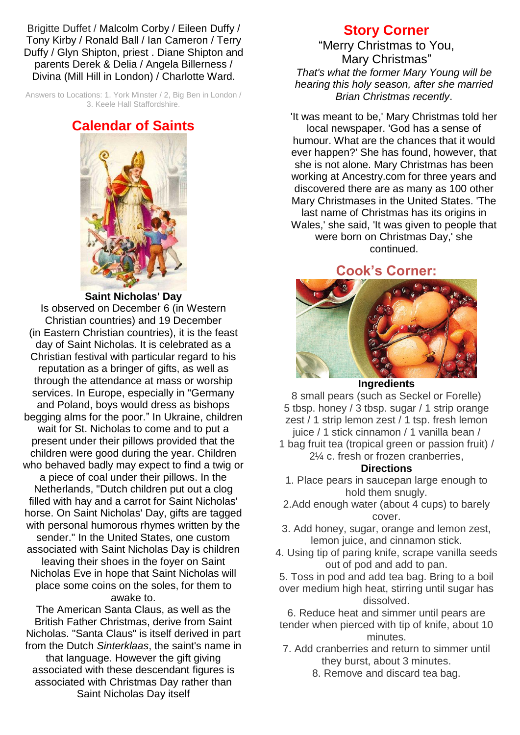Brigitte Duffet / Malcolm Corby / Eileen Duffy / Tony Kirby / Ronald Ball / Ian Cameron / Terry Duffy / Glyn Shipton, priest . Diane Shipton and parents Derek & Delia / Angela Billerness / Divina (Mill Hill in London) / Charlotte Ward.

Answers to Locations: 1. York Minster / 2, Big Ben in London / 3. Keele Hall Staffordshire.

## Calendar of Saints

**Saint Nicholas' Day**

Is observed on December 6 (in Western Christian countries) and 19 December (in Eastern Christian countries), it is the feast day of Saint Nicholas. It is celebrated as a Christian festival with particular regard to his reputation as a bringer of gifts, as well as through the attendance at mass or worship services. In Europe, especially in "Germany and Poland, boys would dress as bishops begging alms for the poor." In Ukraine, children wait for St. Nicholas to come and to put a present under their pillows provided that the children were good during the year. Children who behaved badly may expect to find a twig or a piece of coal under their pillows. In the Netherlands, "Dutch children put out a clog filled with hay and a carrot for Saint Nicholas' horse. On Saint Nicholas' Day, gifts are tagged with personal humorous rhymes written by the sender." In the United States, one custom associated with Saint Nicholas Day is children leaving their shoes in the foyer on Saint Nicholas Eve in hope that Saint Nicholas will place some coins on the soles, for them to awake to.

The American Santa Claus, as well as the British Father Christmas, derive from Saint Nicholas. "Santa Claus" is itself derived in part from the Dutch *Sinterklaas*, the saint's name in that language. However the gift giving associated with these descendant figures is associated with Christmas Day rather than Saint Nicholas Day itself

## Story Corner

"Merry Christmas to You, Mary Christmas"

*That's what the former Mary Young will be hearing this holy season, after she married Brian Christmas recently*.

'It was meant to be,' Mary Christmas told her local newspaper. 'God has a sense of humour. What are the chances that it would ever happen?' She has found, however, that she is not alone. Mary Christmas has been working at Ancestry.com for three years and discovered there are as many as 100 other Mary Christmases in the United States. 'The last name of Christmas has its origins in Wales,' she said, 'It was given to people that were born on Christmas Day,' she continued.

## Cook's Corner:

**Ingredients**

8 small pears (such as Seckel or Forelle) / 5 tbsp. honey / 3 tbsp. sugar / 1 strip orange zest / 1 strip lemon zest / 1 tsp. fresh lemon juice / 1 stick cinnamon / 1 vanilla bean / 1 bag fruit tea (tropical green or passion fruit) / 2¼ c. fresh or frozen cranberries,

**Directions**

1. Place pears in saucepan large enough to hold them snugly.
2. Add enough water (about 4 cups) to barely cover.
3. Add honey, sugar, orange and lemon zest, lemon juice, and cinnamon stick.
4. Using tip of paring knife, scrape vanilla seeds out of pod and add to pan.
5. Toss in pod and add tea bag. Bring to a boil over medium high heat, stirring until sugar has dissolved.
6. Reduce heat and simmer until pears are tender when pierced with tip of knife, about 10 minutes.
7. Add cranberries and return to simmer until they burst, about 3 minutes.
8. Remove and discard tea bag.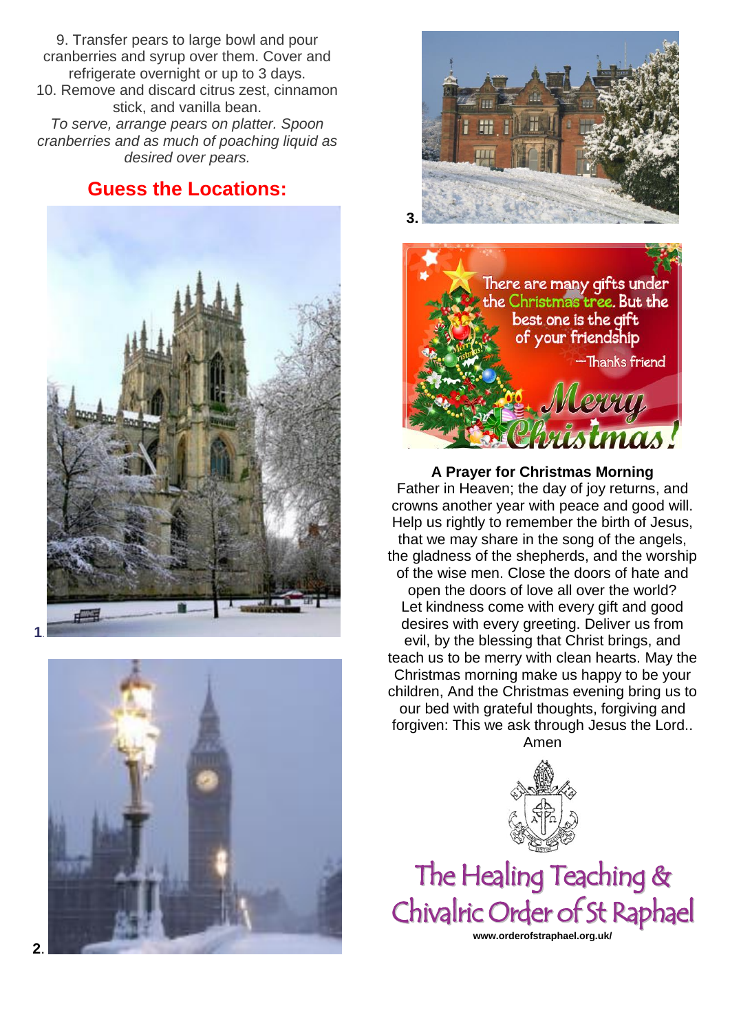9. Transfer pears to large bowl and pour cranberries and syrup over them. Cover and refrigerate overnight or up to 3 days.
10. Remove and discard citrus zest, cinnamon stick, and vanilla bean.

*To serve, arrange pears on platter. Spoon cranberries and as much of poaching liquid as desired over pears.*

## Guess the Locations:

1.

2.

3.

There are many gifts under the Christmas tree. But the best one is the gift of your friendship

—Thanks friend

Merry Christmas!

**A Prayer for Christmas Morning**

Father in Heaven; the day of joy returns, and crowns another year with peace and good will. Help us rightly to remember the birth of Jesus, that we may share in the song of the angels, the gladness of the shepherds, and the worship of the wise men. Close the doors of hate and open the doors of love all over the world? Let kindness come with every gift and good desires with every greeting. Deliver us from evil, by the blessing that Christ brings, and teach us to be merry with clean hearts. May the Christmas morning make us happy to be your children, And the Christmas evening bring us to our bed with grateful thoughts, forgiving and forgiven: This we ask through Jesus the Lord.. Amen

The Healing Teaching & Chivalric Order of St Raphael

**www.orderofstraphael.org.uk/**